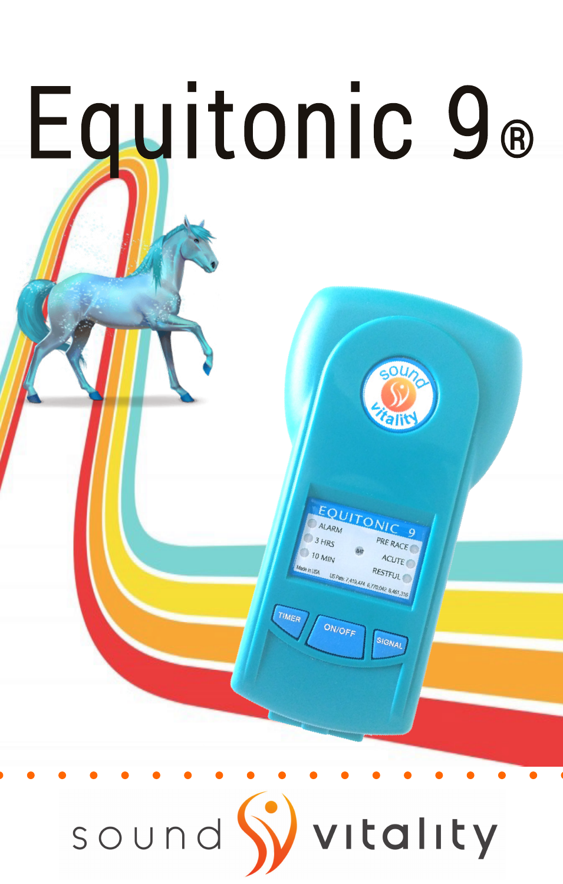# Equitonic 9®

sound vitality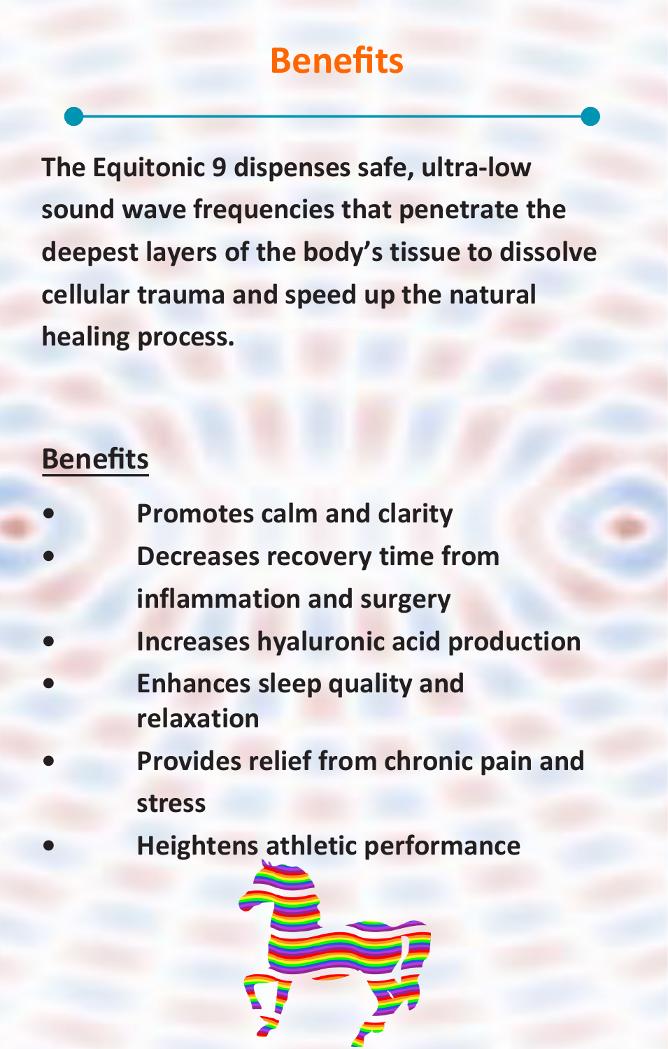# Benefits

**The Equitonic 9 dispenses safe, ultra-low sound wave frequencies that penetrate the deepest layers of the body's tissue to dissolve cellular trauma and speed up the natural healing process.**

## Benefits

- **Promotes calm and clarity**
- **Decreases recovery time from inflammation and surgery**
- **Increases hyaluronic acid production**
- **Enhances sleep quality and relaxation**
- **Provides relief from chronic pain and stress**
- **Heightens athletic performance**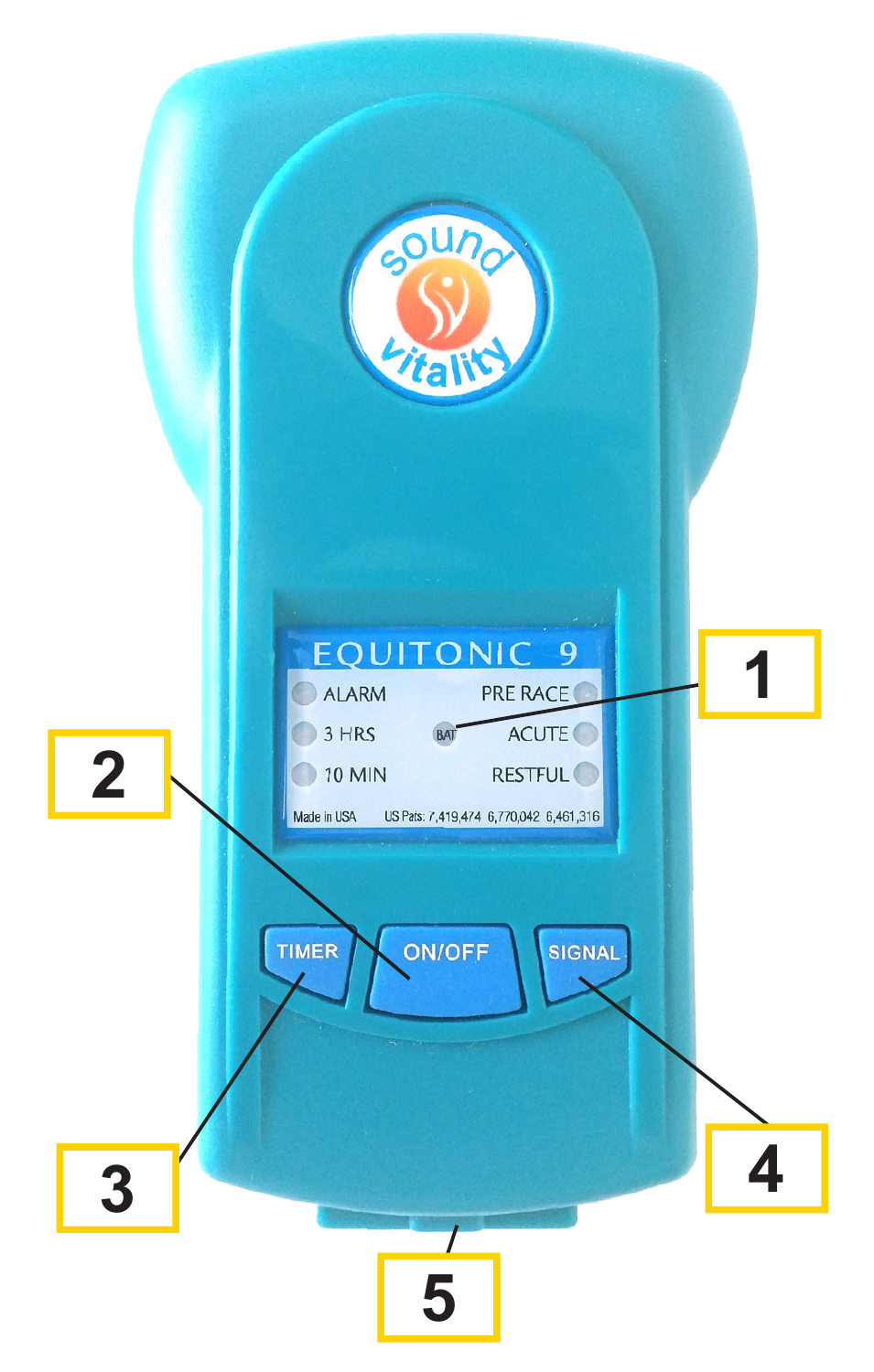EQUITONIC 9

ALARM

3 HRS

10 MIN

BAT

PRE RACE

ACUTE

RESTFUL

Made in USA US Pats: 7,419,474 6,770,042 6,461,316

TIMER

ON/OFF

SIGNAL

1

2

3

4

5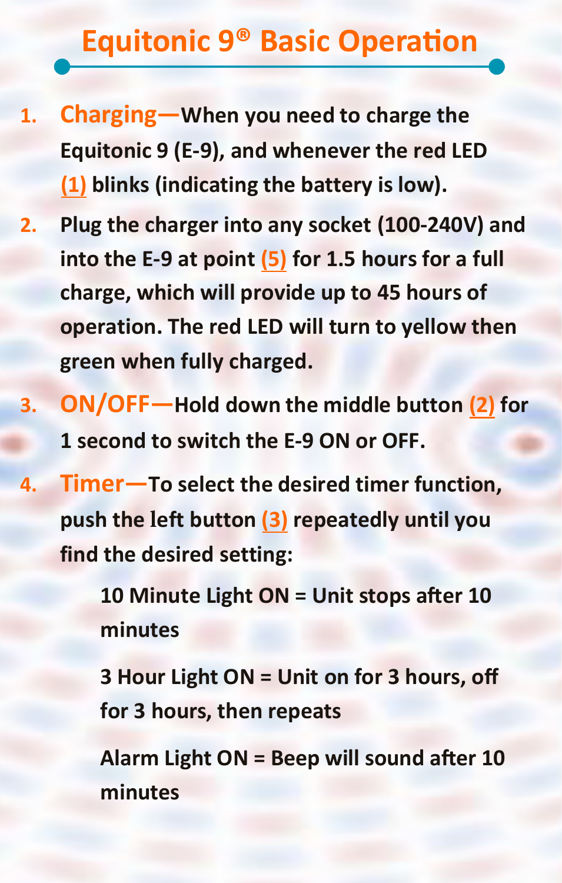# Equitonic 9® Basic Operation

1. **Charging—When you need to charge the Equitonic 9 (E-9), and whenever the red LED (1) blinks (indicating the battery is low).**
2. **Plug the charger into any socket (100-240V) and into the E-9 at point (5) for 1.5 hours for a full charge, which will provide up to 45 hours of operation. The red LED will turn to yellow then green when fully charged.**
3. **ON/OFF—Hold down the middle button (2) for 1 second to switch the E-9 ON or OFF.**
4. **Timer—To select the desired timer function, push the left button (3) repeatedly until you find the desired setting:**

   **10 Minute Light ON = Unit stops after 10 minutes**

   **3 Hour Light ON = Unit on for 3 hours, off for 3 hours, then repeats**

   **Alarm Light ON = Beep will sound after 10 minutes**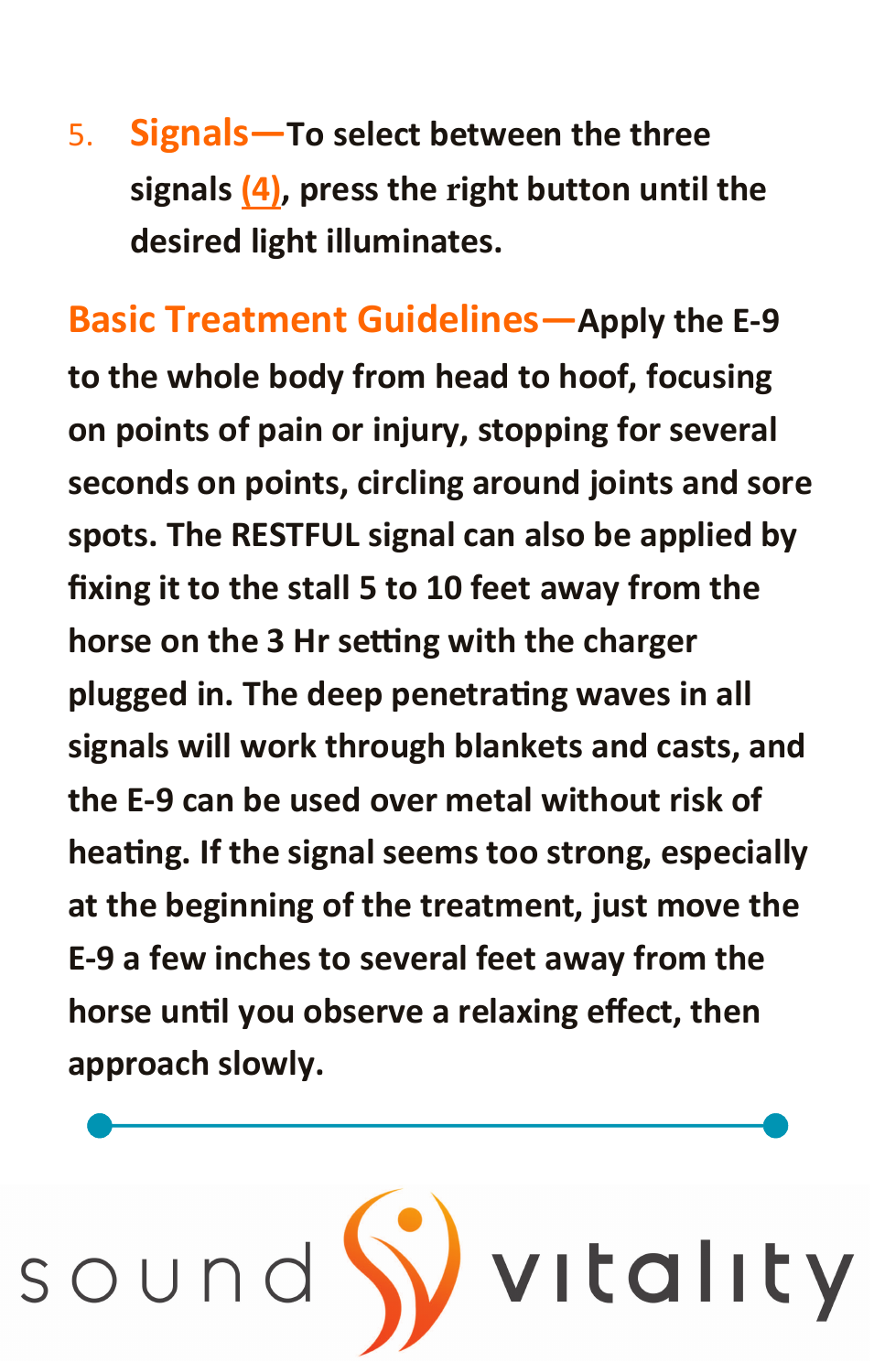5. **Signals—To select between the three signals (4), press the right button until the desired light illuminates.**

**Basic Treatment Guidelines—Apply the E-9 to the whole body from head to hoof, focusing on points of pain or injury, stopping for several seconds on points, circling around joints and sore spots. The RESTFUL signal can also be applied by fixing it to the stall 5 to 10 feet away from the horse on the 3 Hr setting with the charger plugged in. The deep penetrating waves in all signals will work through blankets and casts, and the E-9 can be used over metal without risk of heating. If the signal seems too strong, especially at the beginning of the treatment, just move the E-9 a few inches to several feet away from the horse until you observe a relaxing effect, then approach slowly.**

sound vitality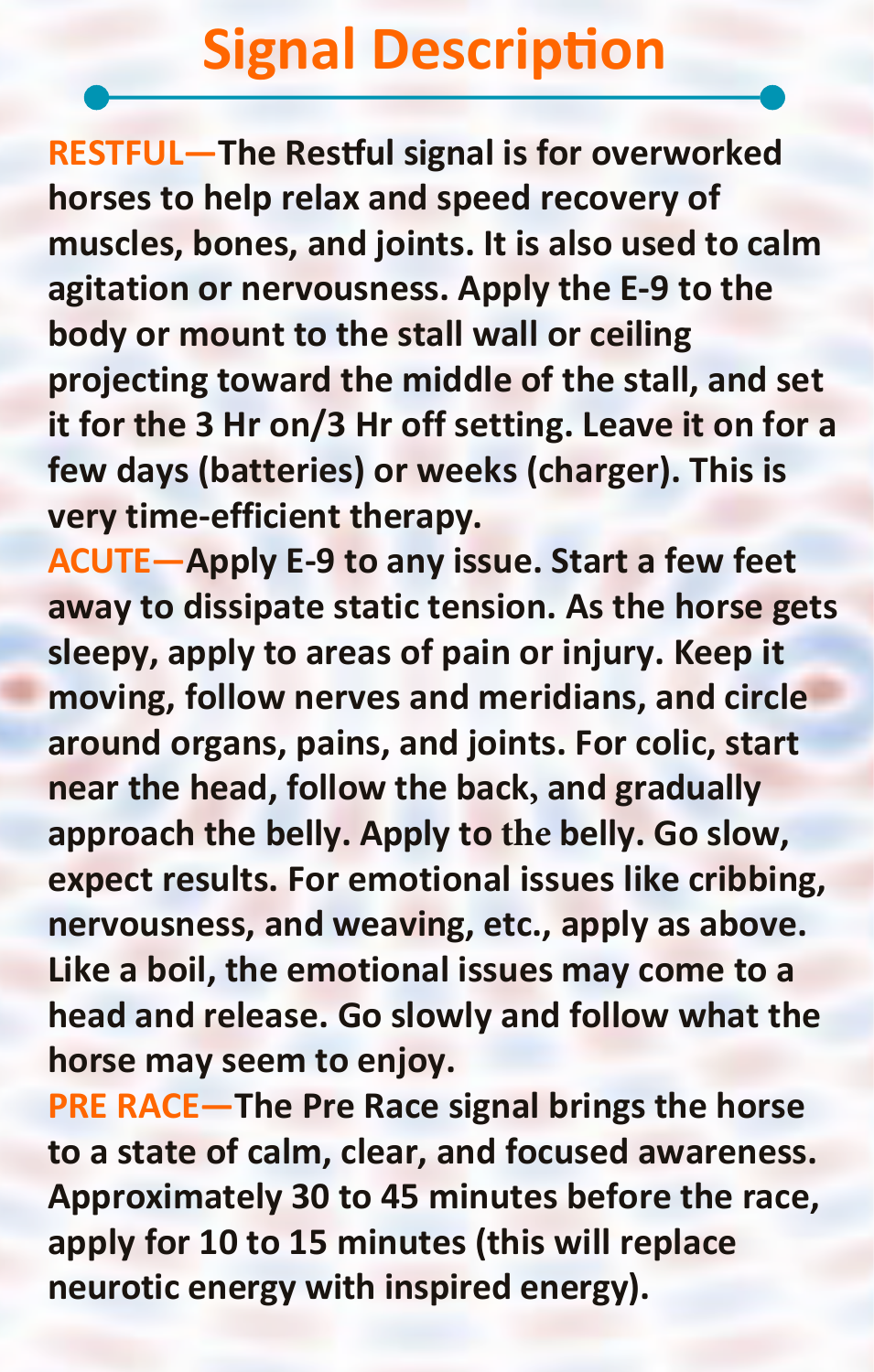# Signal Description

**RESTFUL—The Restful signal is for overworked horses to help relax and speed recovery of muscles, bones, and joints. It is also used to calm agitation or nervousness. Apply the E-9 to the body or mount to the stall wall or ceiling projecting toward the middle of the stall, and set it for the 3 Hr on/3 Hr off setting. Leave it on for a few days (batteries) or weeks (charger). This is very time-efficient therapy.**

**ACUTE—Apply E-9 to any issue. Start a few feet away to dissipate static tension. As the horse gets sleepy, apply to areas of pain or injury. Keep it moving, follow nerves and meridians, and circle around organs, pains, and joints. For colic, start near the head, follow the back, and gradually approach the belly. Apply to the belly. Go slow, expect results. For emotional issues like cribbing, nervousness, and weaving, etc., apply as above. Like a boil, the emotional issues may come to a head and release. Go slowly and follow what the horse may seem to enjoy.**

**PRE RACE—The Pre Race signal brings the horse to a state of calm, clear, and focused awareness. Approximately 30 to 45 minutes before the race, apply for 10 to 15 minutes (this will replace neurotic energy with inspired energy).**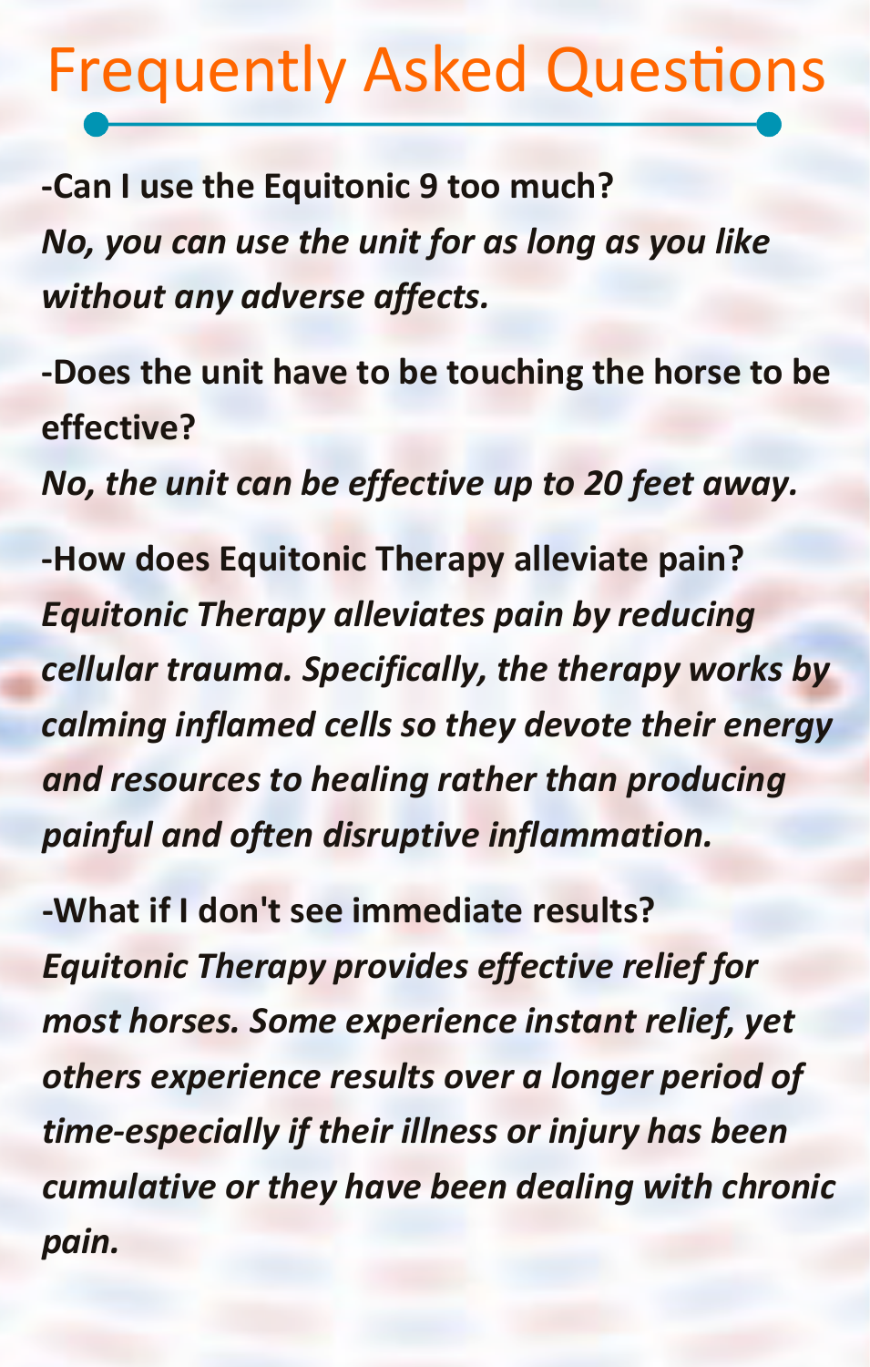# Frequently Asked Questions

**-Can I use the Equitonic 9 too much?**

*No, you can use the unit for as long as you like without any adverse affects.*

**-Does the unit have to be touching the horse to be effective?**

*No, the unit can be effective up to 20 feet away.*

**-How does Equitonic Therapy alleviate pain?**

*Equitonic Therapy alleviates pain by reducing cellular trauma. Specifically, the therapy works by calming inflamed cells so they devote their energy and resources to healing rather than producing painful and often disruptive inflammation.*

**-What if I don't see immediate results?**

*Equitonic Therapy provides effective relief for most horses. Some experience instant relief, yet others experience results over a longer period of time-especially if their illness or injury has been cumulative or they have been dealing with chronic pain.*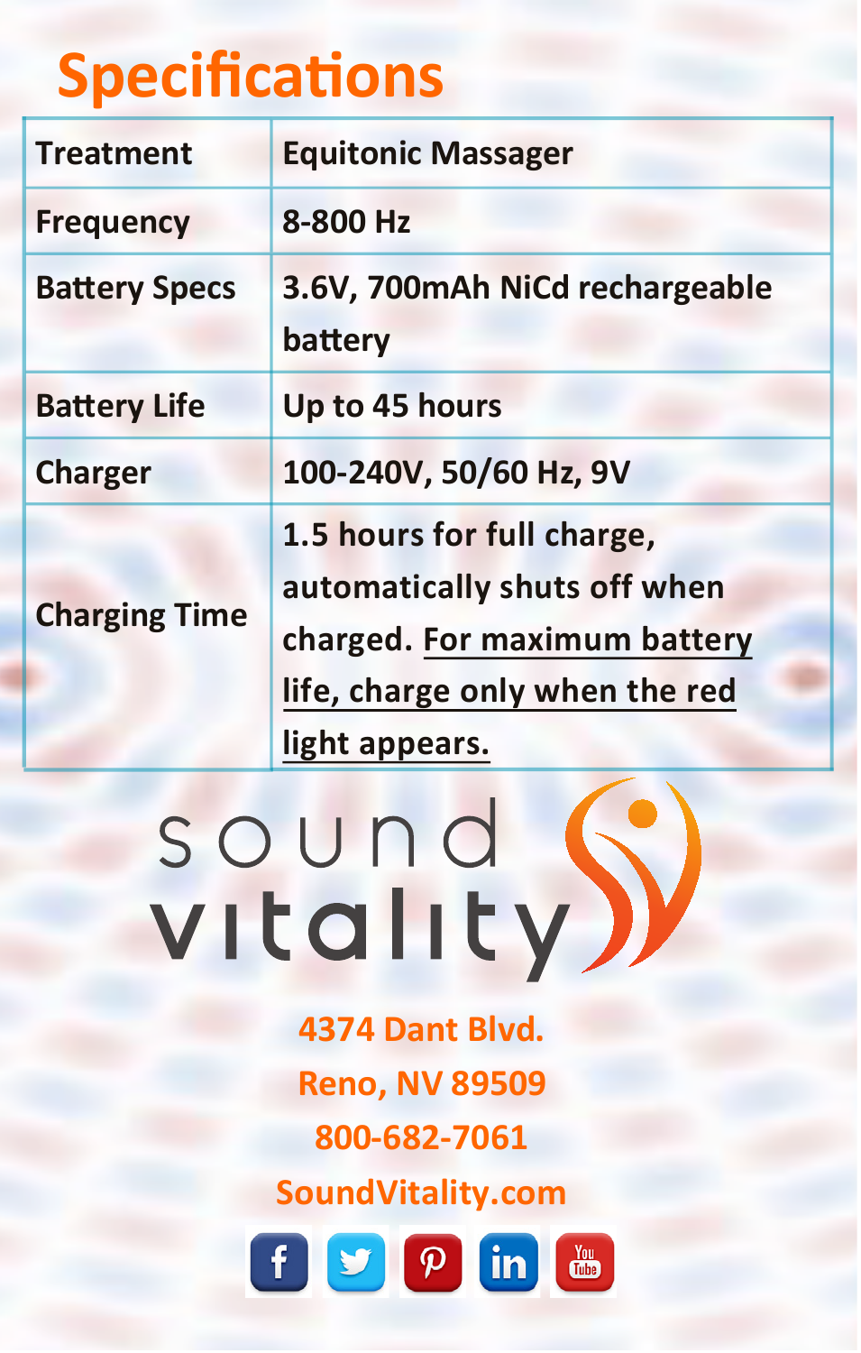# Specifications

| | |
|---|---|
| Treatment | Equitonic Massager |
| Frequency | 8-800 Hz |
| Battery Specs | 3.6V, 700mAh NiCd rechargeable battery |
| Battery Life | Up to 45 hours |
| Charger | 100-240V, 50/60 Hz, 9V |
| Charging Time | 1.5 hours for full charge, automatically shuts off when charged. <u>For maximum battery life, charge only when the red light appears.</u> |

sound vitality

4374 Dant Blvd.

Reno, NV 89509

800-682-7061

SoundVitality.com